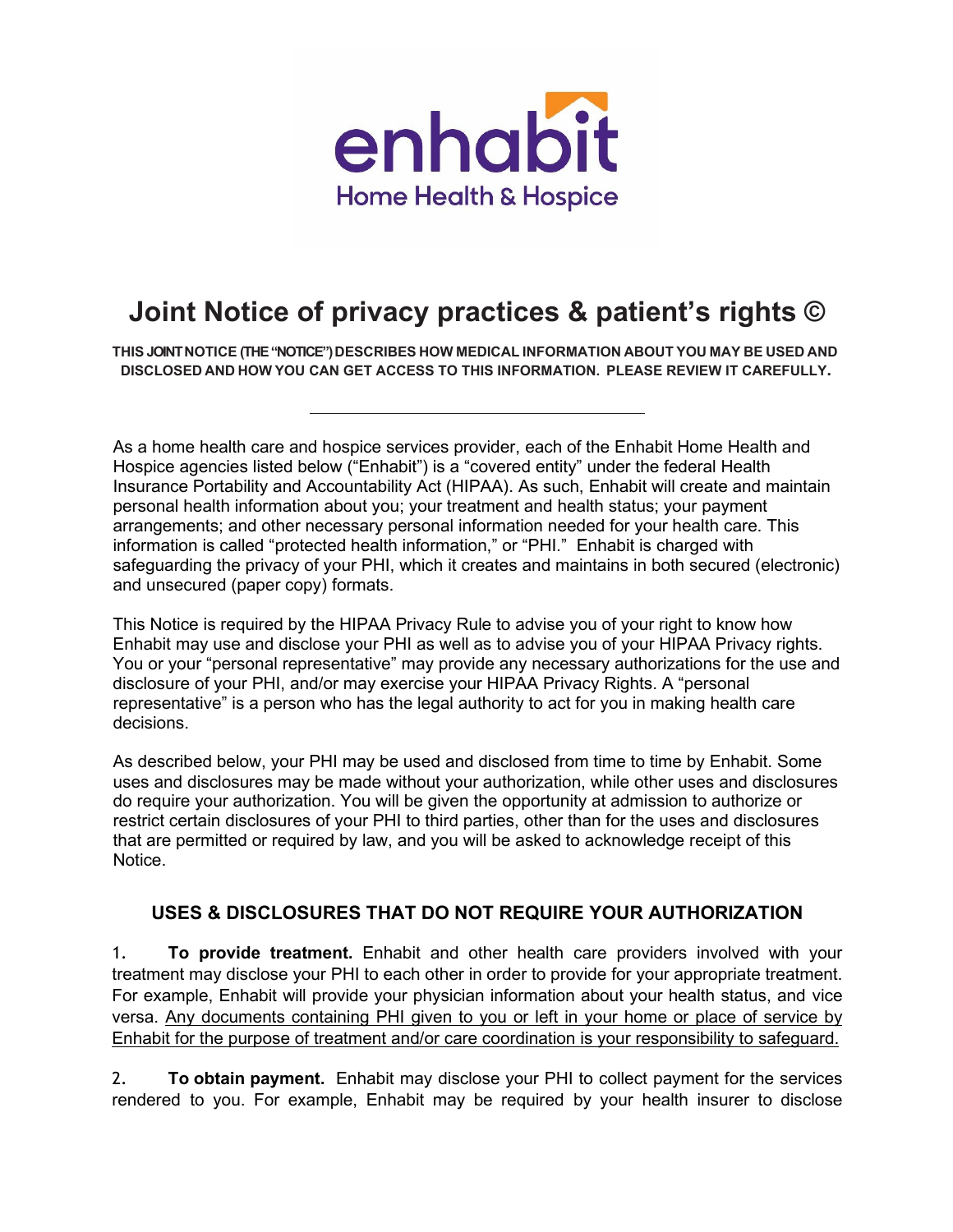enhabit

Home Health & Hospice

# Joint Notice of privacy practices & patient's rights ©

**THIS JOINT NOTICE (THE "NOTICE") DESCRIBES HOW MEDICAL INFORMATION ABOUT YOU MAY BE USED AND DISCLOSED AND HOW YOU CAN GET ACCESS TO THIS INFORMATION. PLEASE REVIEW IT CAREFULLY.**

---

As a home health care and hospice services provider, each of the Enhabit Home Health and Hospice agencies listed below ("Enhabit") is a "covered entity" under the federal Health Insurance Portability and Accountability Act (HIPAA). As such, Enhabit will create and maintain personal health information about you; your treatment and health status; your payment arrangements; and other necessary personal information needed for your health care. This information is called "protected health information," or "PHI." Enhabit is charged with safeguarding the privacy of your PHI, which it creates and maintains in both secured (electronic) and unsecured (paper copy) formats.

This Notice is required by the HIPAA Privacy Rule to advise you of your right to know how Enhabit may use and disclose your PHI as well as to advise you of your HIPAA Privacy rights. You or your "personal representative" may provide any necessary authorizations for the use and disclosure of your PHI, and/or may exercise your HIPAA Privacy Rights. A "personal representative" is a person who has the legal authority to act for you in making health care decisions.

As described below, your PHI may be used and disclosed from time to time by Enhabit. Some uses and disclosures may be made without your authorization, while other uses and disclosures do require your authorization. You will be given the opportunity at admission to authorize or restrict certain disclosures of your PHI to third parties, other than for the uses and disclosures that are permitted or required by law, and you will be asked to acknowledge receipt of this Notice.

## USES & DISCLOSURES THAT DO NOT REQUIRE YOUR AUTHORIZATION

1. **To provide treatment.** Enhabit and other health care providers involved with your treatment may disclose your PHI to each other in order to provide for your appropriate treatment. For example, Enhabit will provide your physician information about your health status, and vice versa. <u>Any documents containing PHI given to you or left in your home or place of service by Enhabit for the purpose of treatment and/or care coordination is your responsibility to safeguard.</u>

2. **To obtain payment.** Enhabit may disclose your PHI to collect payment for the services rendered to you. For example, Enhabit may be required by your health insurer to disclose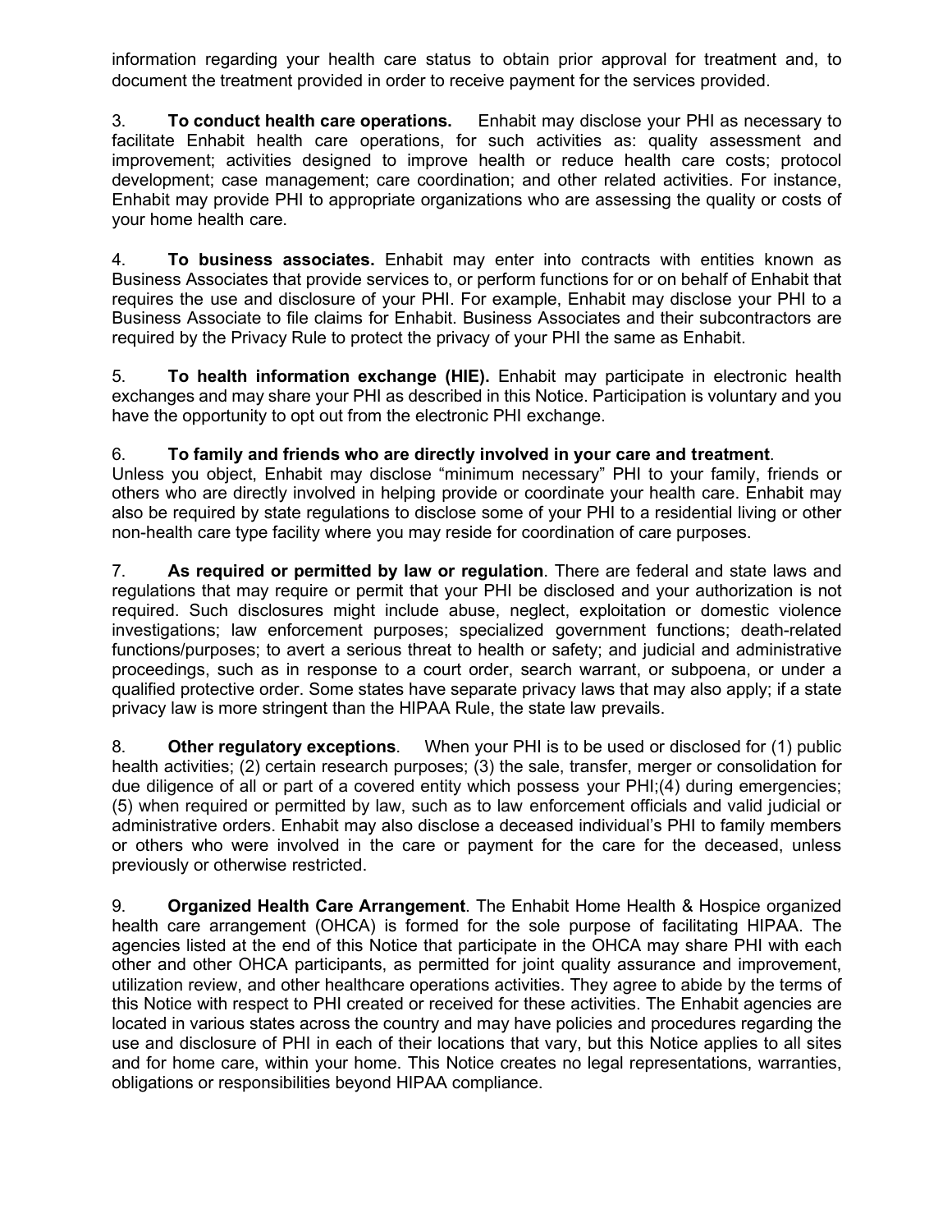information regarding your health care status to obtain prior approval for treatment and, to document the treatment provided in order to receive payment for the services provided.

3. **To conduct health care operations.** Enhabit may disclose your PHI as necessary to facilitate Enhabit health care operations, for such activities as: quality assessment and improvement; activities designed to improve health or reduce health care costs; protocol development; case management; care coordination; and other related activities. For instance, Enhabit may provide PHI to appropriate organizations who are assessing the quality or costs of your home health care.

4. **To business associates.** Enhabit may enter into contracts with entities known as Business Associates that provide services to, or perform functions for or on behalf of Enhabit that requires the use and disclosure of your PHI. For example, Enhabit may disclose your PHI to a Business Associate to file claims for Enhabit. Business Associates and their subcontractors are required by the Privacy Rule to protect the privacy of your PHI the same as Enhabit.

5. **To health information exchange (HIE).** Enhabit may participate in electronic health exchanges and may share your PHI as described in this Notice. Participation is voluntary and you have the opportunity to opt out from the electronic PHI exchange.

6. **To family and friends who are directly involved in your care and treatment**. Unless you object, Enhabit may disclose "minimum necessary" PHI to your family, friends or others who are directly involved in helping provide or coordinate your health care. Enhabit may also be required by state regulations to disclose some of your PHI to a residential living or other non-health care type facility where you may reside for coordination of care purposes.

7. **As required or permitted by law or regulation**. There are federal and state laws and regulations that may require or permit that your PHI be disclosed and your authorization is not required. Such disclosures might include abuse, neglect, exploitation or domestic violence investigations; law enforcement purposes; specialized government functions; death-related functions/purposes; to avert a serious threat to health or safety; and judicial and administrative proceedings, such as in response to a court order, search warrant, or subpoena, or under a qualified protective order. Some states have separate privacy laws that may also apply; if a state privacy law is more stringent than the HIPAA Rule, the state law prevails.

8. **Other regulatory exceptions**. When your PHI is to be used or disclosed for (1) public health activities; (2) certain research purposes; (3) the sale, transfer, merger or consolidation for due diligence of all or part of a covered entity which possess your PHI;(4) during emergencies; (5) when required or permitted by law, such as to law enforcement officials and valid judicial or administrative orders. Enhabit may also disclose a deceased individual's PHI to family members or others who were involved in the care or payment for the care for the deceased, unless previously or otherwise restricted.

9. **Organized Health Care Arrangement**. The Enhabit Home Health & Hospice organized health care arrangement (OHCA) is formed for the sole purpose of facilitating HIPAA. The agencies listed at the end of this Notice that participate in the OHCA may share PHI with each other and other OHCA participants, as permitted for joint quality assurance and improvement, utilization review, and other healthcare operations activities. They agree to abide by the terms of this Notice with respect to PHI created or received for these activities. The Enhabit agencies are located in various states across the country and may have policies and procedures regarding the use and disclosure of PHI in each of their locations that vary, but this Notice applies to all sites and for home care, within your home. This Notice creates no legal representations, warranties, obligations or responsibilities beyond HIPAA compliance.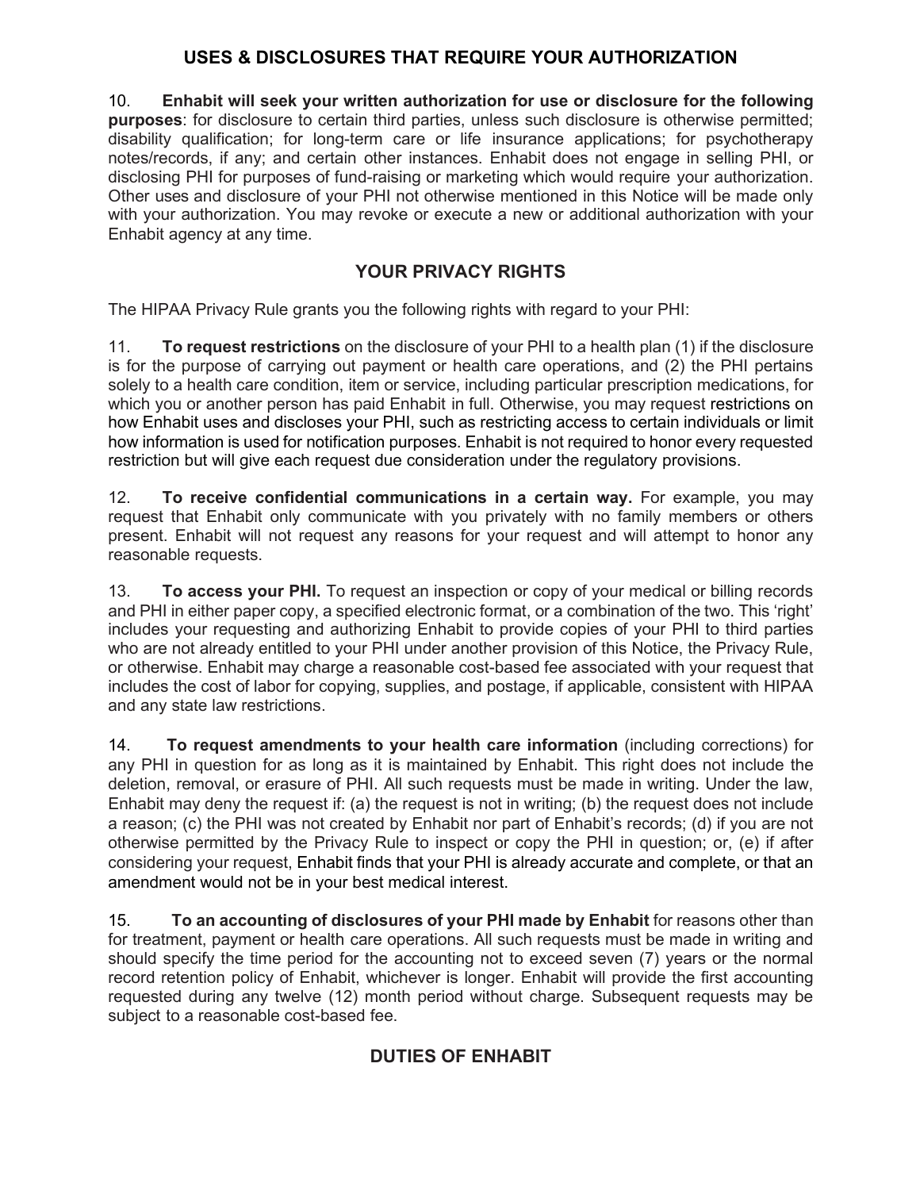## USES & DISCLOSURES THAT REQUIRE YOUR AUTHORIZATION

10. **Enhabit will seek your written authorization for use or disclosure for the following purposes**: for disclosure to certain third parties, unless such disclosure is otherwise permitted; disability qualification; for long-term care or life insurance applications; for psychotherapy notes/records, if any; and certain other instances. Enhabit does not engage in selling PHI, or disclosing PHI for purposes of fund-raising or marketing which would require your authorization. Other uses and disclosure of your PHI not otherwise mentioned in this Notice will be made only with your authorization. You may revoke or execute a new or additional authorization with your Enhabit agency at any time.

## YOUR PRIVACY RIGHTS

The HIPAA Privacy Rule grants you the following rights with regard to your PHI:

11. **To request restrictions** on the disclosure of your PHI to a health plan (1) if the disclosure is for the purpose of carrying out payment or health care operations, and (2) the PHI pertains solely to a health care condition, item or service, including particular prescription medications, for which you or another person has paid Enhabit in full. Otherwise, you may request restrictions on how Enhabit uses and discloses your PHI, such as restricting access to certain individuals or limit how information is used for notification purposes. Enhabit is not required to honor every requested restriction but will give each request due consideration under the regulatory provisions.

12. **To receive confidential communications in a certain way.** For example, you may request that Enhabit only communicate with you privately with no family members or others present. Enhabit will not request any reasons for your request and will attempt to honor any reasonable requests.

13. **To access your PHI.** To request an inspection or copy of your medical or billing records and PHI in either paper copy, a specified electronic format, or a combination of the two. This 'right' includes your requesting and authorizing Enhabit to provide copies of your PHI to third parties who are not already entitled to your PHI under another provision of this Notice, the Privacy Rule, or otherwise. Enhabit may charge a reasonable cost-based fee associated with your request that includes the cost of labor for copying, supplies, and postage, if applicable, consistent with HIPAA and any state law restrictions.

14. **To request amendments to your health care information** (including corrections) for any PHI in question for as long as it is maintained by Enhabit. This right does not include the deletion, removal, or erasure of PHI. All such requests must be made in writing. Under the law, Enhabit may deny the request if: (a) the request is not in writing; (b) the request does not include a reason; (c) the PHI was not created by Enhabit nor part of Enhabit's records; (d) if you are not otherwise permitted by the Privacy Rule to inspect or copy the PHI in question; or, (e) if after considering your request, Enhabit finds that your PHI is already accurate and complete, or that an amendment would not be in your best medical interest.

15. **To an accounting of disclosures of your PHI made by Enhabit** for reasons other than for treatment, payment or health care operations. All such requests must be made in writing and should specify the time period for the accounting not to exceed seven (7) years or the normal record retention policy of Enhabit, whichever is longer. Enhabit will provide the first accounting requested during any twelve (12) month period without charge. Subsequent requests may be subject to a reasonable cost-based fee.

## DUTIES OF ENHABIT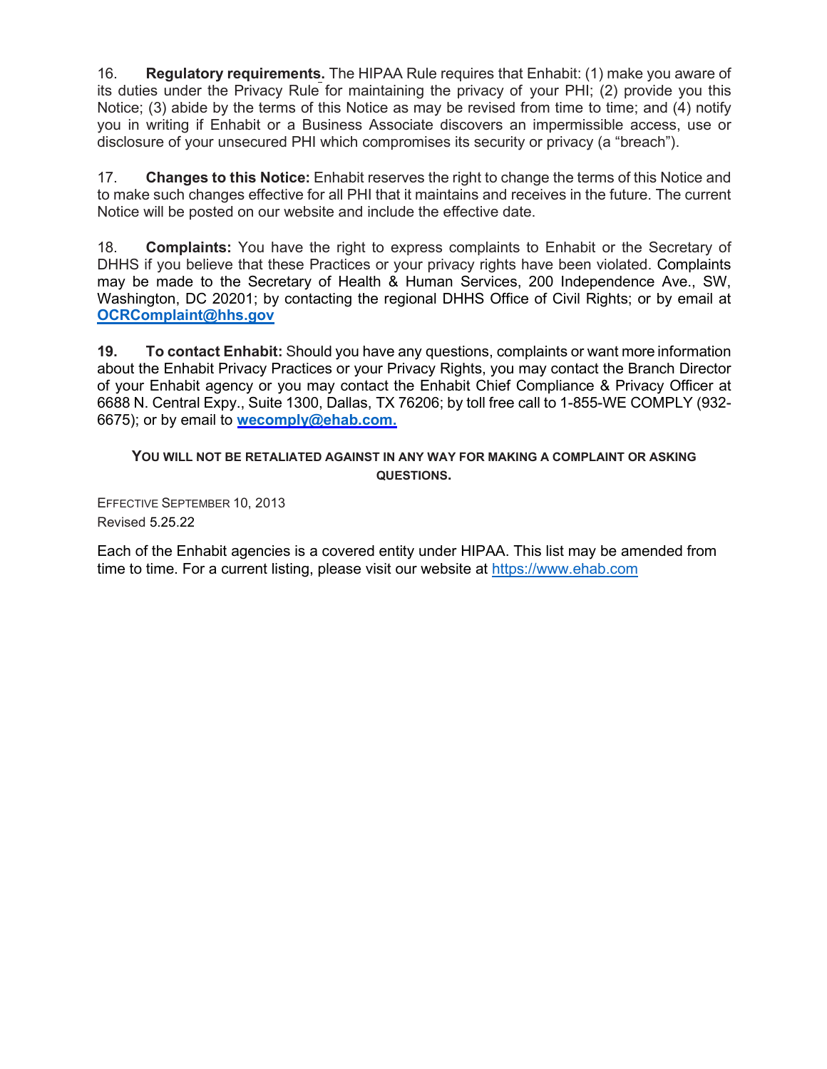16. **Regulatory requirements.** The HIPAA Rule requires that Enhabit: (1) make you aware of its duties under the Privacy Rule for maintaining the privacy of your PHI; (2) provide you this Notice; (3) abide by the terms of this Notice as may be revised from time to time; and (4) notify you in writing if Enhabit or a Business Associate discovers an impermissible access, use or disclosure of your unsecured PHI which compromises its security or privacy (a "breach").

17. **Changes to this Notice:** Enhabit reserves the right to change the terms of this Notice and to make such changes effective for all PHI that it maintains and receives in the future. The current Notice will be posted on our website and include the effective date.

18. **Complaints:** You have the right to express complaints to Enhabit or the Secretary of DHHS if you believe that these Practices or your privacy rights have been violated. Complaints may be made to the Secretary of Health & Human Services, 200 Independence Ave., SW, Washington, DC 20201; by contacting the regional DHHS Office of Civil Rights; or by email at **OCRComplaint@hhs.gov**

**19. To contact Enhabit:** Should you have any questions, complaints or want more information about the Enhabit Privacy Practices or your Privacy Rights, you may contact the Branch Director of your Enhabit agency or you may contact the Enhabit Chief Compliance & Privacy Officer at 6688 N. Central Expy., Suite 1300, Dallas, TX 76206; by toll free call to 1-855-WE COMPLY (932-6675); or by email to **wecomply@ehab.com.**

**YOU WILL NOT BE RETALIATED AGAINST IN ANY WAY FOR MAKING A COMPLAINT OR ASKING QUESTIONS.**

EFFECTIVE SEPTEMBER 10, 2013
Revised 5.25.22

Each of the Enhabit agencies is a covered entity under HIPAA. This list may be amended from time to time. For a current listing, please visit our website at https://www.ehab.com